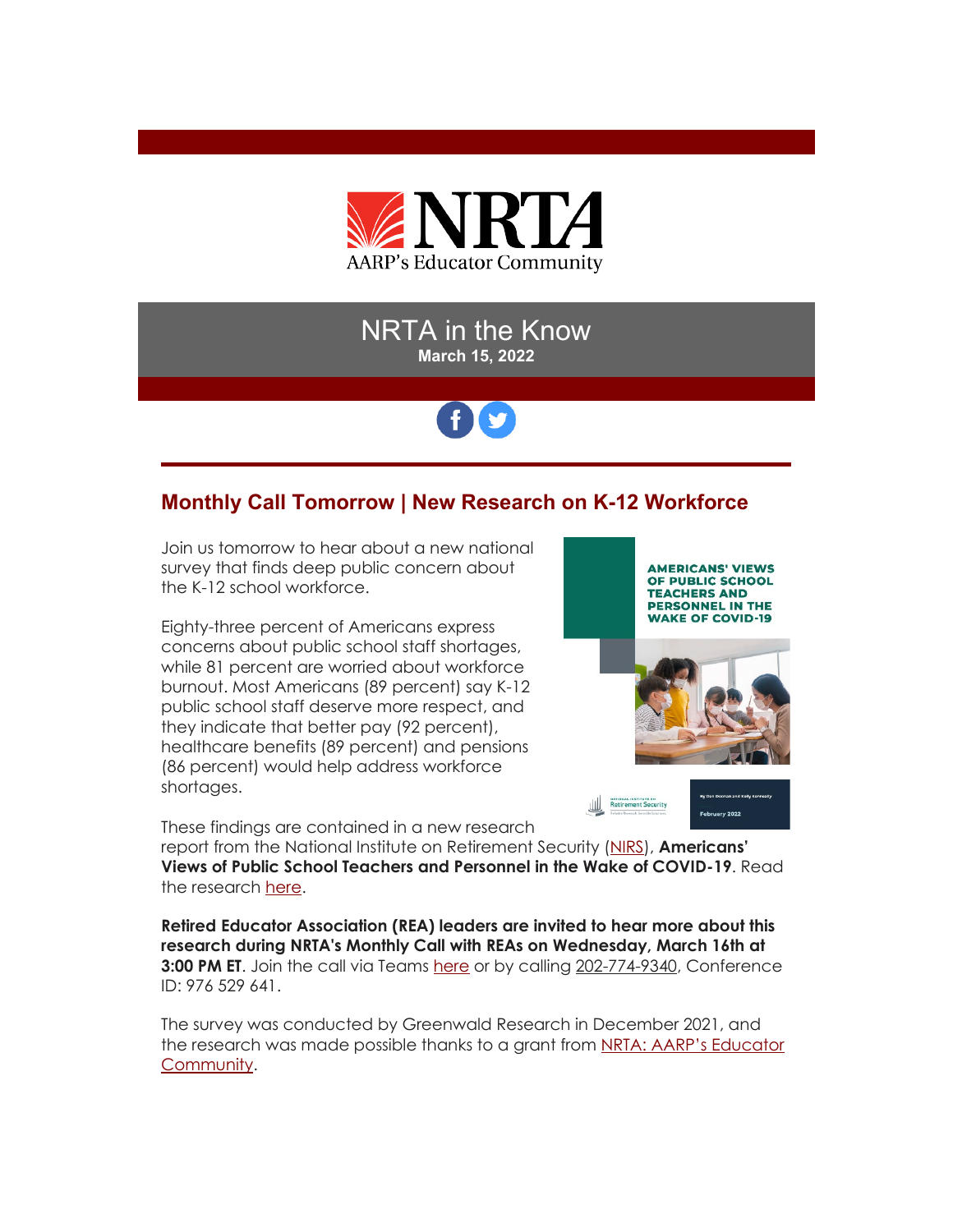NRTA

AARP's Educator Community

# NRTA in the Know

**March 15, 2022**

## Monthly Call Tomorrow | New Research on K-12 Workforce

Join us tomorrow to hear about a new national survey that finds deep public concern about the K-12 school workforce.

Eighty-three percent of Americans express concerns about public school staff shortages, while 81 percent are worried about workforce burnout. Most Americans (89 percent) say K-12 public school staff deserve more respect, and they indicate that better pay (92 percent), healthcare benefits (89 percent) and pensions (86 percent) would help address workforce shortages.

These findings are contained in a new research report from the National Institute on Retirement Security (NIRS), **Americans' Views of Public School Teachers and Personnel in the Wake of COVID-19**. Read the research here.

**Retired Educator Association (REA) leaders are invited to hear more about this research during NRTA's Monthly Call with REAs on Wednesday, March 16th at 3:00 PM ET**. Join the call via Teams here or by calling 202-774-9340, Conference ID: 976 529 641.

The survey was conducted by Greenwald Research in December 2021, and the research was made possible thanks to a grant from NRTA: AARP's Educator Community.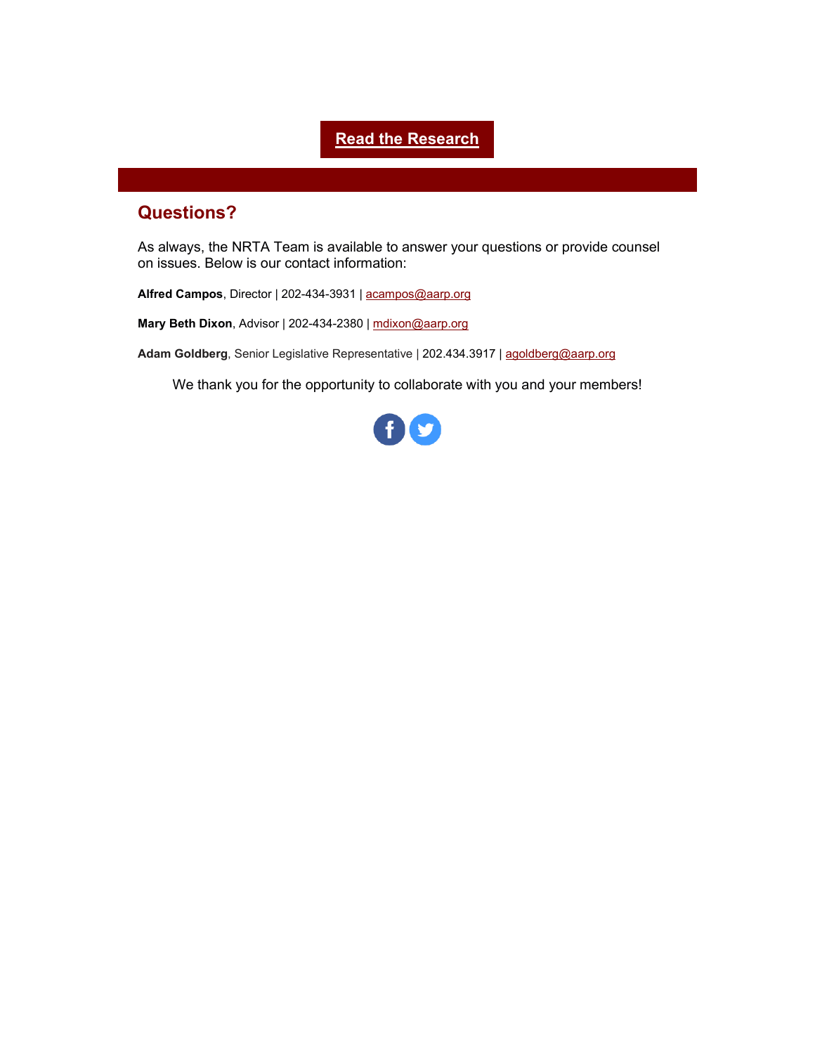**Read the Research**

## Questions?

As always, the NRTA Team is available to answer your questions or provide counsel on issues. Below is our contact information:

**Alfred Campos**, Director | 202-434-3931 | acampos@aarp.org

**Mary Beth Dixon**, Advisor | 202-434-2380 | mdixon@aarp.org

**Adam Goldberg**, Senior Legislative Representative | 202.434.3917 | agoldberg@aarp.org

We thank you for the opportunity to collaborate with you and your members!